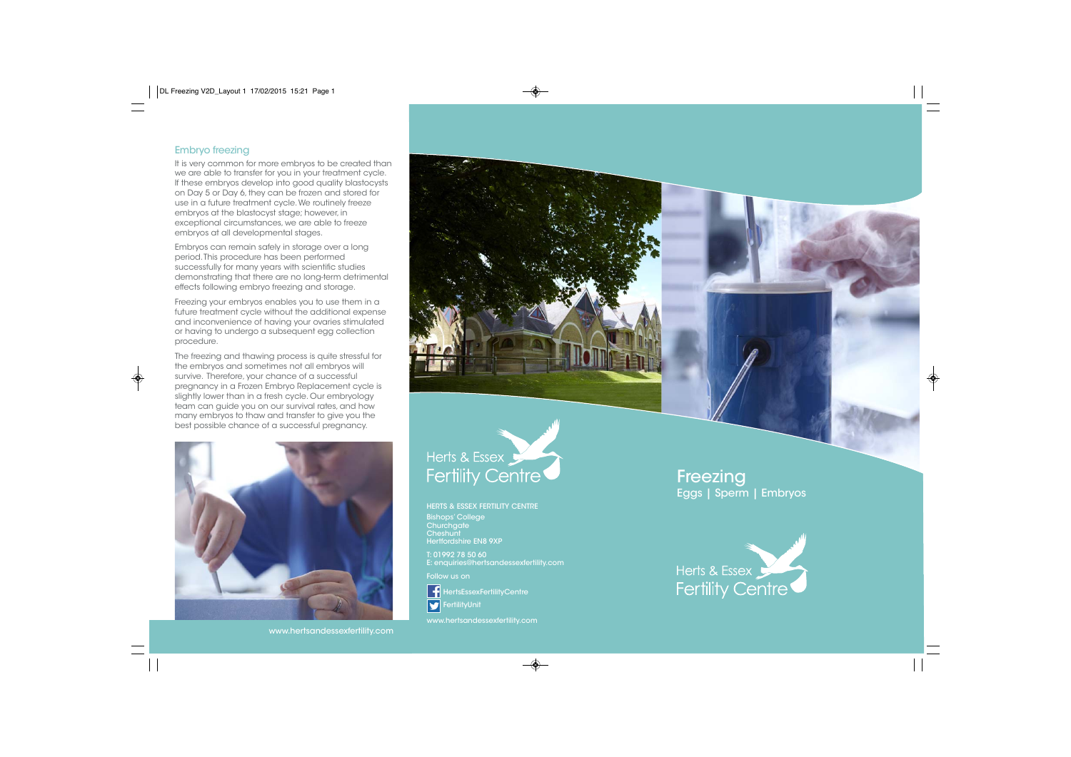## Embryo freezing

It is very common for more embryos to be created than we are able to transfer for you in your treatment cycle. If these embryos develop into good quality blastocysts on Day 5 or Day 6, they can be frozen and stored for use in a future treatment cycle. We routinely freeze embryos at the blastocyst stage; however, in exceptional circumstances, we are able to freeze embryos at all developmental stages.

Embryos can remain safely in storage over a long period. This procedure has been performed successfully for many years with scientific studies demonstrating that there are no long-term detrimental effects following embryo freezing and storage.

Freezing your embryos enables you to use them in a future treatment cycle without the additional expense and inconvenience of having your ovaries stimulated or having to undergo a subsequent egg collection procedure.

The freezing and thawing process is quite stressful for the embryos and sometimes not all embryos will survive. Therefore, your chance of a successful pregnancy in a Frozen Embryo Replacement cycle is slightly lower than in a fresh cycle. Our embryology team can guide you on our survival rates, and how many embryos to thaw and transfer to give you the best possible chance of a successful pregnancy.

www.hertsandessexfertility.com

Herts & Essex Fertility Centre

HERTS & ESSEX FERTILITY CENTRE
Bishops' College
Churchgate
Cheshunt
Hertfordshire EN8 9XP

T: 01992 78 50 60
E: enquiries@hertsandessexfertility.com

Follow us on

HertsEssexFertilityCentre

FertilityUnit

www.hertsandessexfertility.com

# Freezing

Eggs | Sperm | Embryos

Herts & Essex Fertility Centre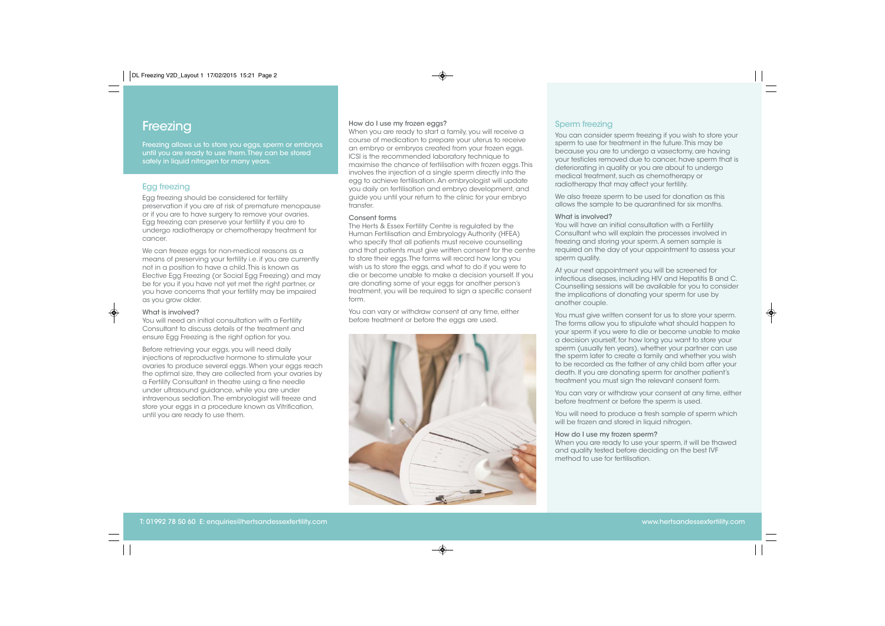# Freezing

Freezing allows us to store you eggs, sperm or embryos until you are ready to use them. They can be stored safely in liquid nitrogen for many years.

## Egg freezing

Egg freezing should be considered for fertility preservation if you are at risk of premature menopause or if you are to have surgery to remove your ovaries. Egg freezing can preserve your fertility if you are to undergo radiotherapy or chemotherapy treatment for cancer.

We can freeze eggs for non-medical reasons as a means of preserving your fertility i.e. if you are currently not in a position to have a child. This is known as Elective Egg Freezing (or Social Egg Freezing) and may be for you if you have not yet met the right partner, or you have concerns that your fertility may be impaired as you grow older.

### What is involved?

You will need an initial consultation with a Fertility Consultant to discuss details of the treatment and ensure Egg Freezing is the right option for you.

Before retrieving your eggs, you will need daily injections of reproductive hormone to stimulate your ovaries to produce several eggs. When your eggs reach the optimal size, they are collected from your ovaries by a Fertility Consultant in theatre using a fine needle under ultrasound guidance, while you are under intravenous sedation. The embryologist will freeze and store your eggs in a procedure known as Vitrification, until you are ready to use them.

### How do I use my frozen eggs?

When you are ready to start a family, you will receive a course of medication to prepare your uterus to receive an embryo or embryos created from your frozen eggs. ICSI is the recommended laboratory technique to maximise the chance of fertilisation with frozen eggs. This involves the injection of a single sperm directly into the egg to achieve fertilisation. An embryologist will update you daily on fertilisation and embryo development, and guide you until your return to the clinic for your embryo transfer.

### Consent forms

The Herts & Essex Fertility Centre is regulated by the Human Fertilisation and Embryology Authority (HFEA) who specify that all patients must receive counselling and that patients must give written consent for the centre to store their eggs. The forms will record how long you wish us to store the eggs, and what to do if you were to die or become unable to make a decision yourself. If you are donating some of your eggs for another person's treatment, you will be required to sign a specific consent form.

You can vary or withdraw consent at any time, either before treatment or before the eggs are used.

## Sperm freezing

You can consider sperm freezing if you wish to store your sperm to use for treatment in the future. This may be because you are to undergo a vasectomy, are having your testicles removed due to cancer, have sperm that is deteriorating in quality or you are about to undergo medical treatment, such as chemotherapy or radiotherapy that may affect your fertility.

We also freeze sperm to be used for donation as this allows the sample to be quarantined for six months.

### What is involved?

You will have an initial consultation with a Fertility Consultant who will explain the processes involved in freezing and storing your sperm. A semen sample is required on the day of your appointment to assess your sperm quality.

At your next appointment you will be screened for infectious diseases, including HIV and Hepatitis B and C. Counselling sessions will be available for you to consider the implications of donating your sperm for use by another couple.

You must give written consent for us to store your sperm. The forms allow you to stipulate what should happen to your sperm if you were to die or become unable to make a decision yourself, for how long you want to store your sperm (usually ten years), whether your partner can use the sperm later to create a family and whether you wish to be recorded as the father of any child born after your death. If you are donating sperm for another patient's treatment you must sign the relevant consent form.

You can vary or withdraw your consent at any time, either before treatment or before the sperm is used.

You will need to produce a fresh sample of sperm which will be frozen and stored in liquid nitrogen.

### How do I use my frozen sperm?

When you are ready to use your sperm, it will be thawed and quality tested before deciding on the best IVF method to use for fertilisation.

T: 01992 78 50 60 E: enquiries@hertsandessexfertility.com

www.hertsandessexfertility.com